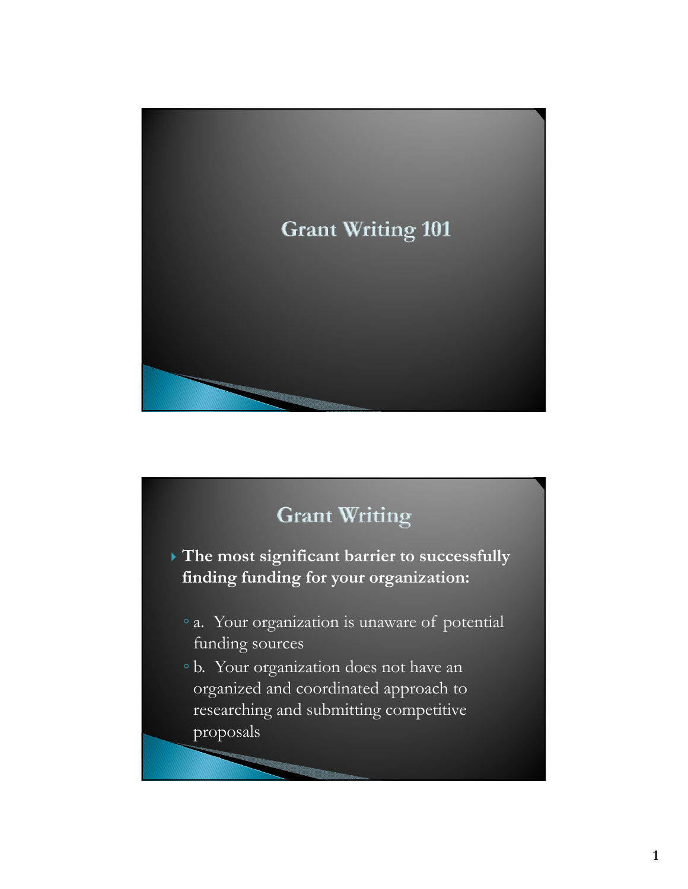# Grant Writing 101

## Grant Writing

- **The most significant barrier to successfully finding funding for your organization:**
  - a. Your organization is unaware of potential funding sources
  - b. Your organization does not have an organized and coordinated approach to researching and submitting competitive proposals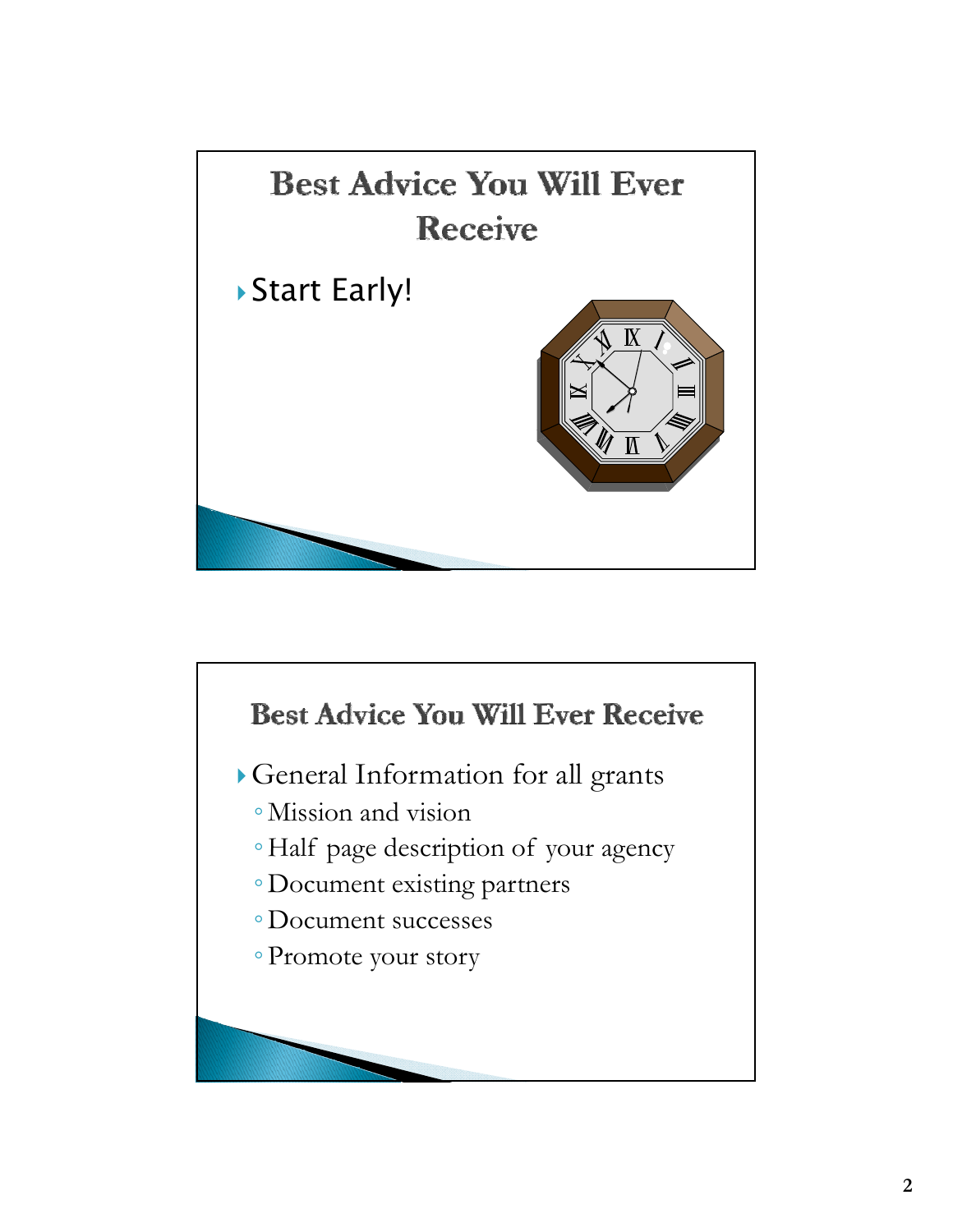## Best Advice You Will Ever Receive

- Start Early!

## Best Advice You Will Ever Receive

- General Information for all grants
  - Mission and vision
  - Half page description of your agency
  - Document existing partners
  - Document successes
  - Promote your story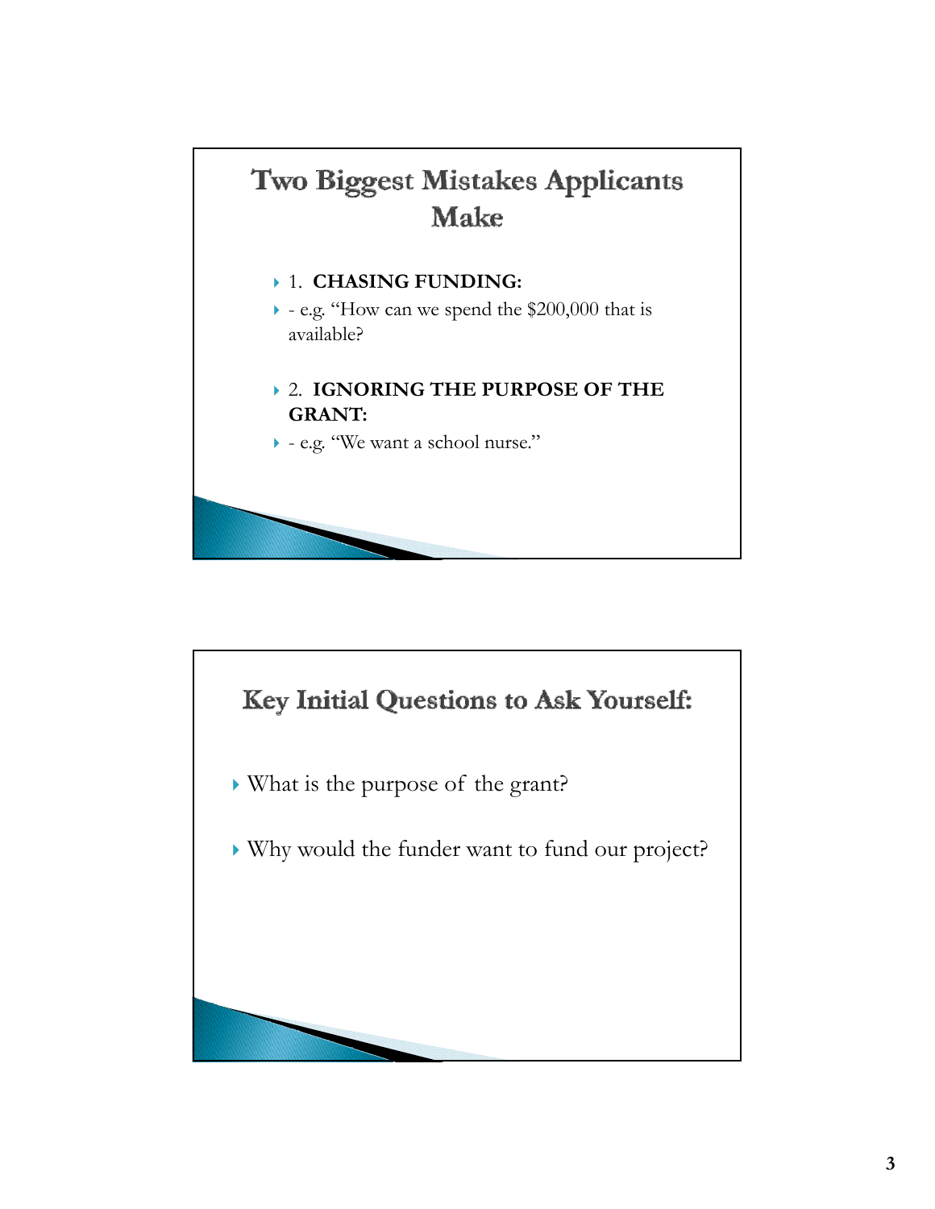## Two Biggest Mistakes Applicants Make

- 1. **CHASING FUNDING:**
- - e.g. “How can we spend the $200,000 that is available?
- 2. **IGNORING THE PURPOSE OF THE GRANT:**
- - e.g. “We want a school nurse.”

## Key Initial Questions to Ask Yourself:

- What is the purpose of the grant?
- Why would the funder want to fund our project?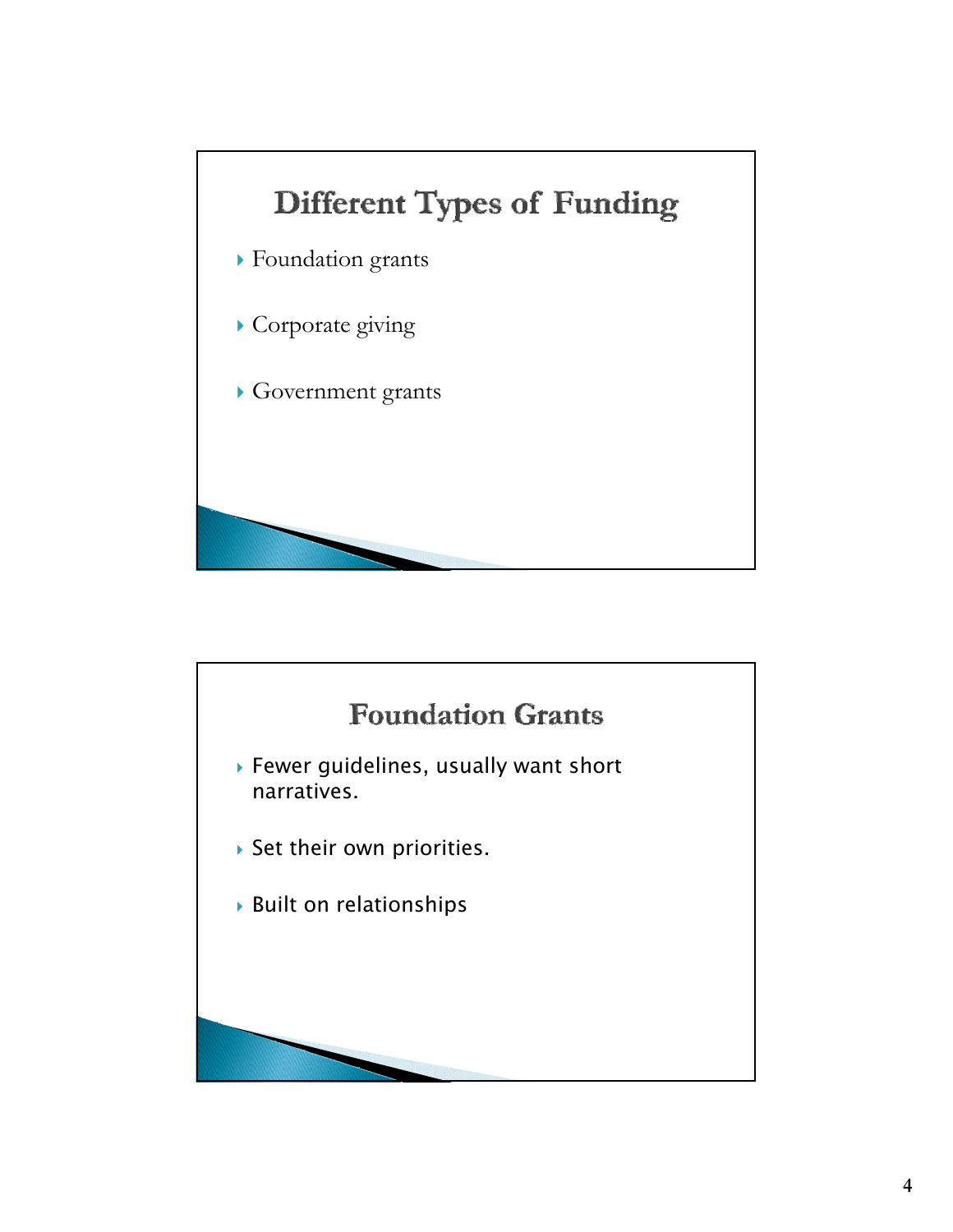## Different Types of Funding

- Foundation grants
- Corporate giving
- Government grants

## Foundation Grants

- Fewer guidelines, usually want short narratives.
- Set their own priorities.
- Built on relationships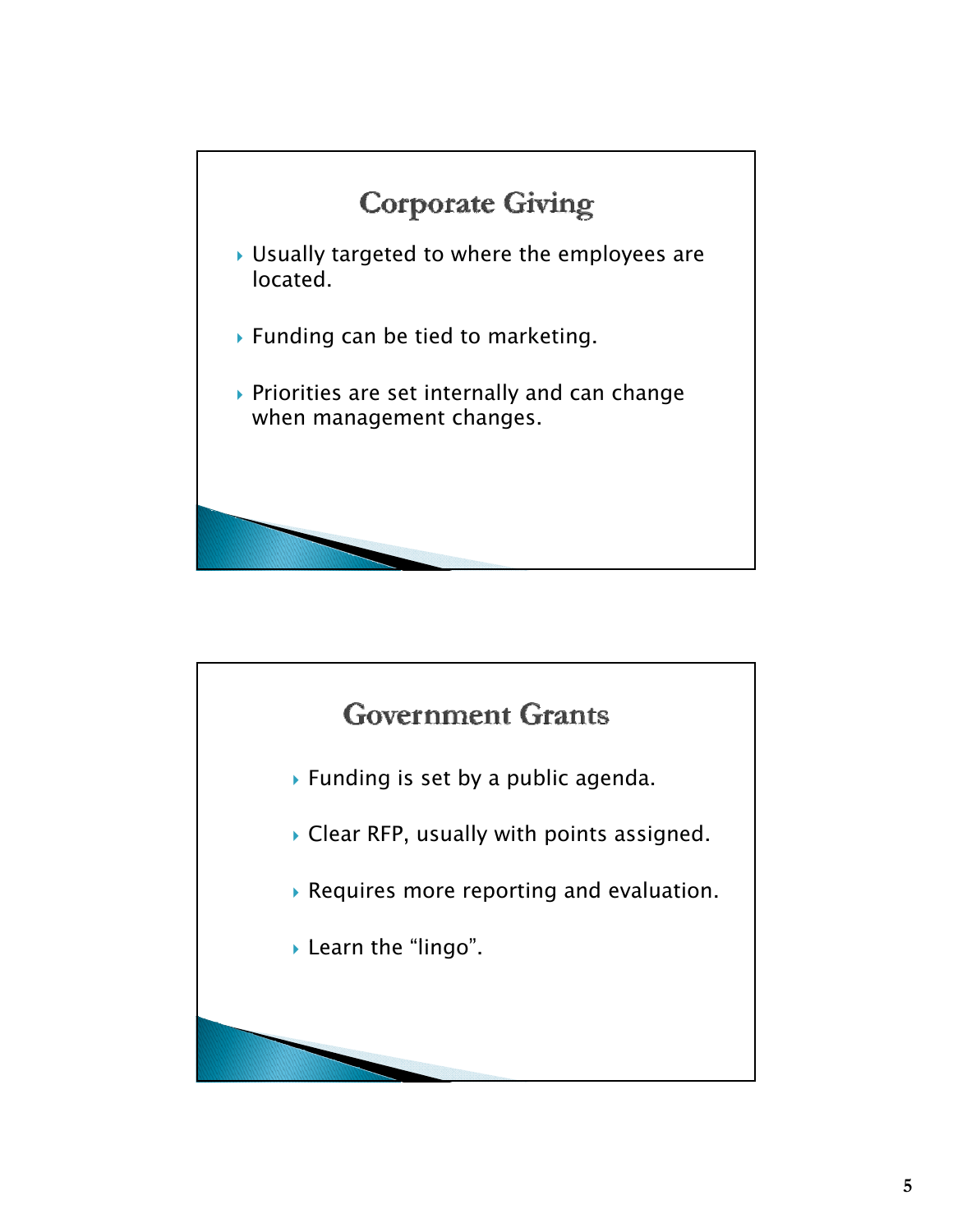## Corporate Giving

- Usually targeted to where the employees are located.
- Funding can be tied to marketing.
- Priorities are set internally and can change when management changes.

## Government Grants

- Funding is set by a public agenda.
- Clear RFP, usually with points assigned.
- Requires more reporting and evaluation.
- Learn the “lingo”.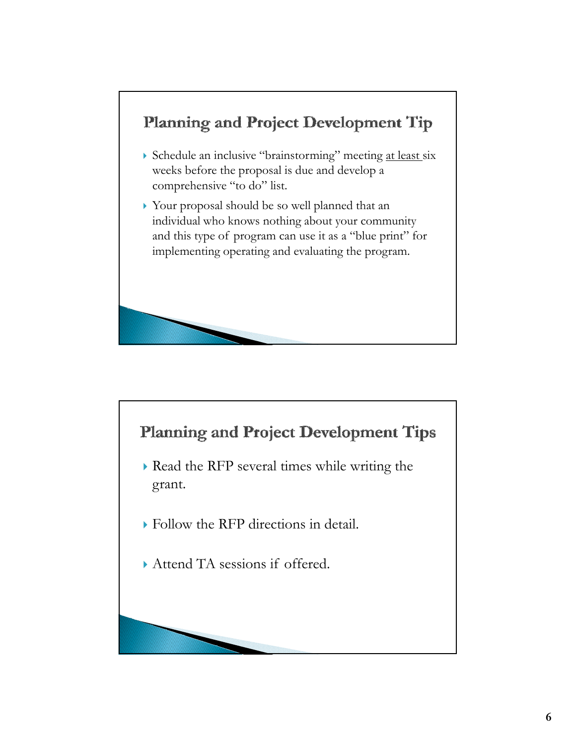## Planning and Project Development Tip

- Schedule an inclusive "brainstorming" meeting <u>at least</u> six weeks before the proposal is due and develop a comprehensive "to do" list.
- Your proposal should be so well planned that an individual who knows nothing about your community and this type of program can use it as a "blue print" for implementing operating and evaluating the program.

## Planning and Project Development Tips

- Read the RFP several times while writing the grant.
- Follow the RFP directions in detail.
- Attend TA sessions if offered.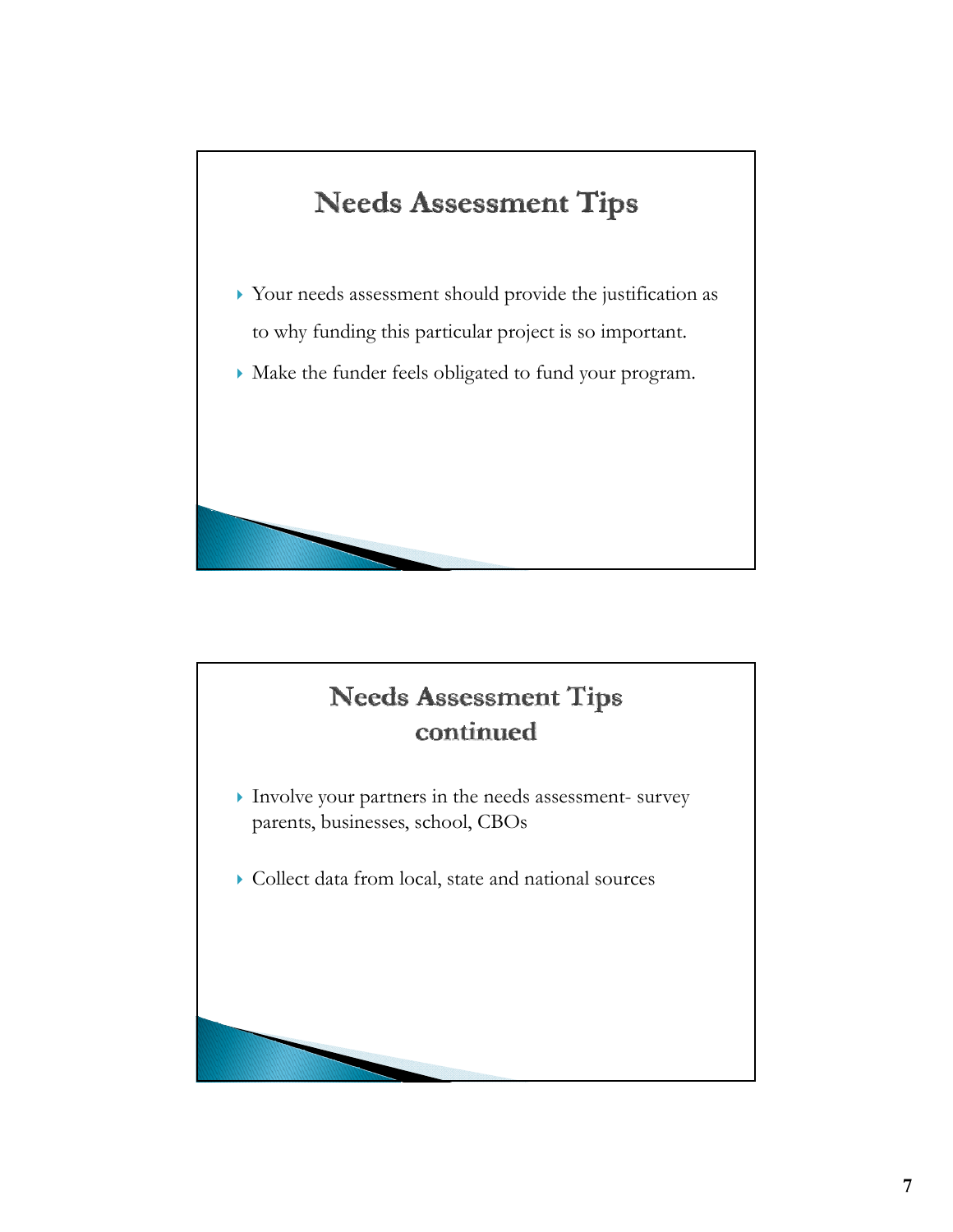## Needs Assessment Tips

- Your needs assessment should provide the justification as to why funding this particular project is so important.
- Make the funder feels obligated to fund your program.

## Needs Assessment Tips continued

- Involve your partners in the needs assessment- survey parents, businesses, school, CBOs
- Collect data from local, state and national sources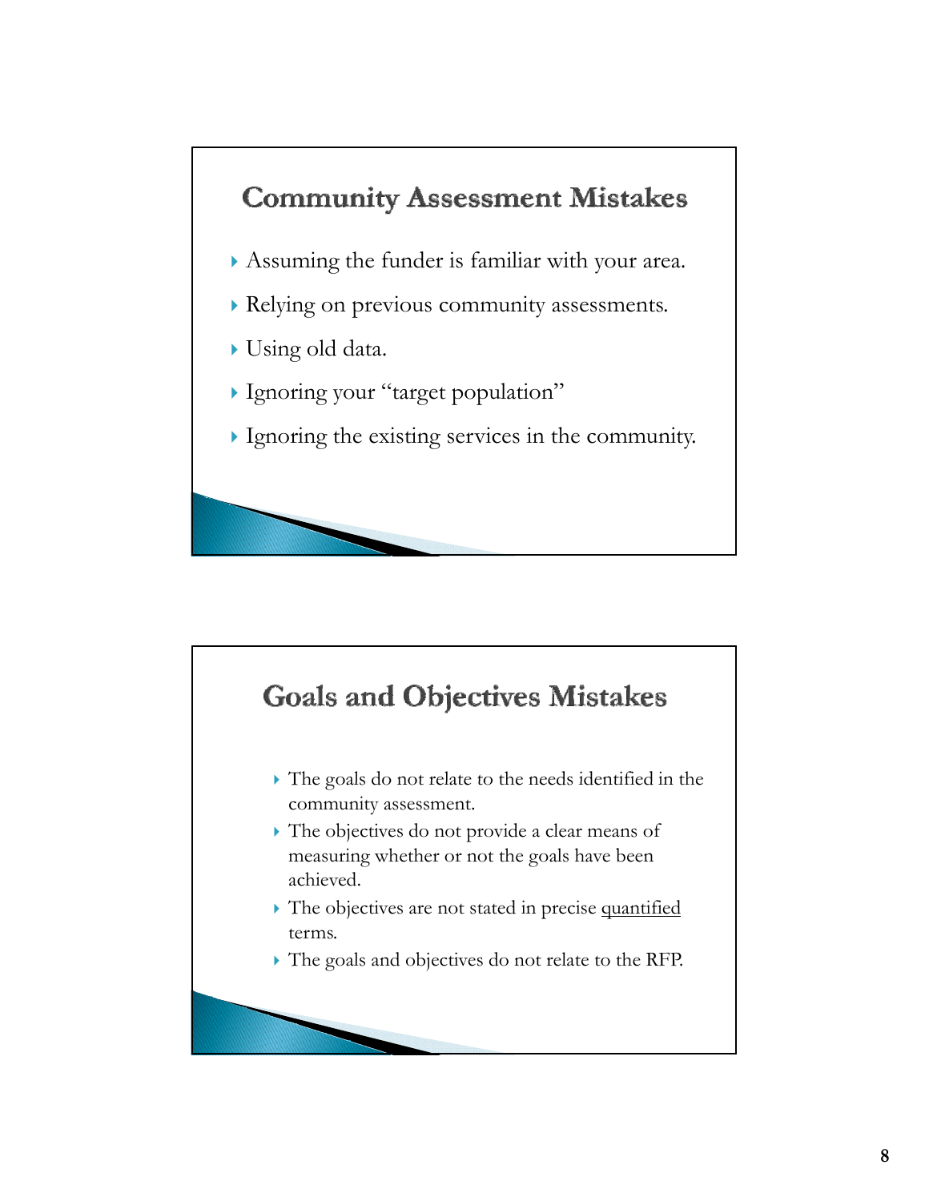## Community Assessment Mistakes

- Assuming the funder is familiar with your area.
- Relying on previous community assessments.
- Using old data.
- Ignoring your "target population"
- Ignoring the existing services in the community.

## Goals and Objectives Mistakes

- The goals do not relate to the needs identified in the community assessment.
- The objectives do not provide a clear means of measuring whether or not the goals have been achieved.
- The objectives are not stated in precise <u>quantified</u> terms.
- The goals and objectives do not relate to the RFP.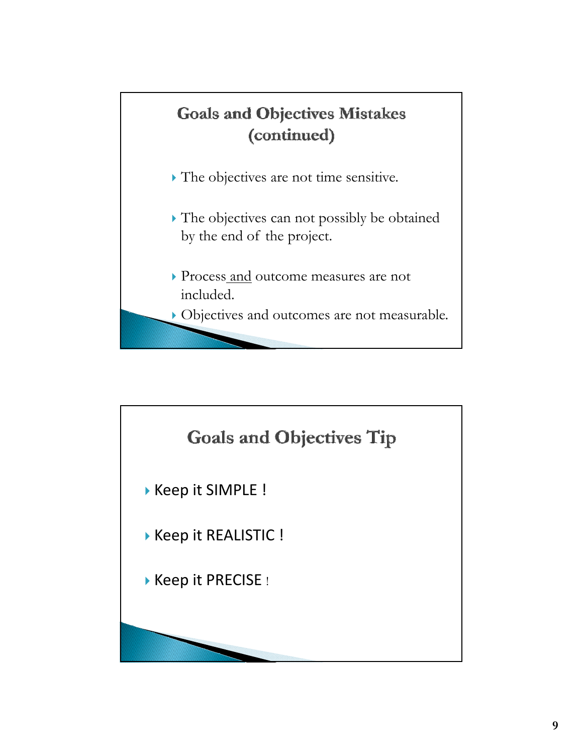## Goals and Objectives Mistakes (continued)

- The objectives are not time sensitive.
- The objectives can not possibly be obtained by the end of the project.
- Process and outcome measures are not included.
- Objectives and outcomes are not measurable.

## Goals and Objectives Tip

- Keep it SIMPLE !
- Keep it REALISTIC !
- Keep it PRECISE !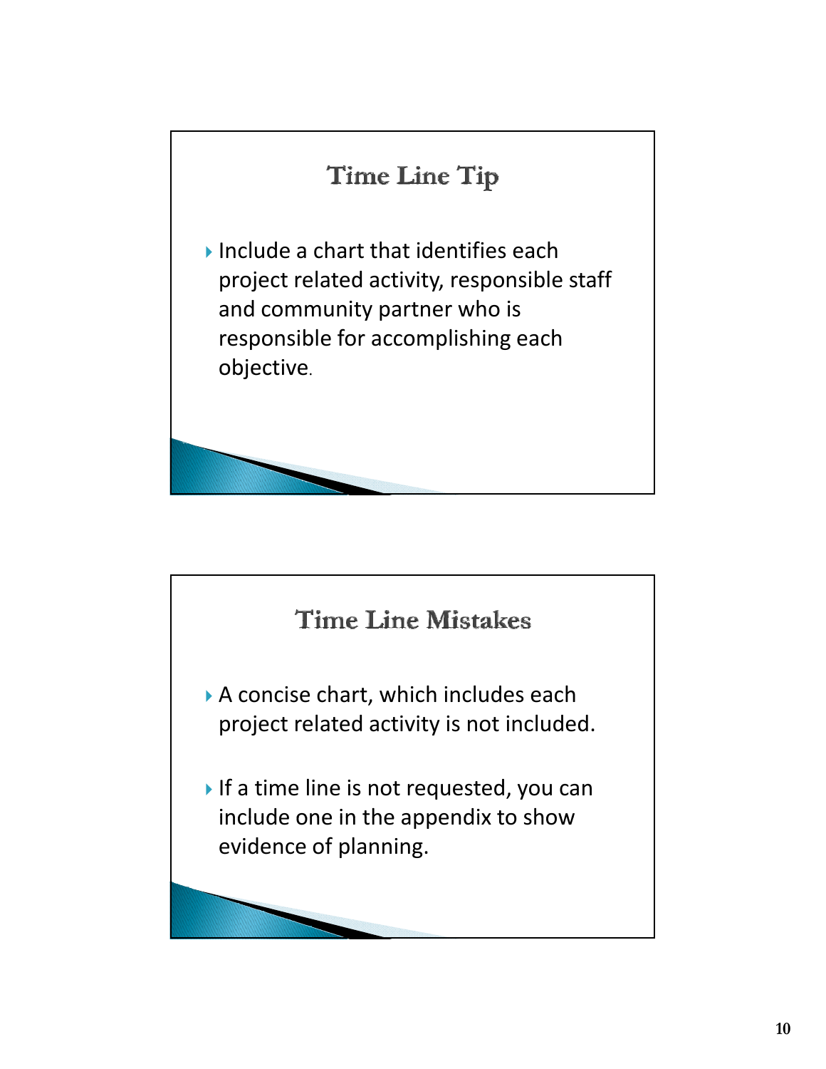## Time Line Tip

- Include a chart that identifies each project related activity, responsible staff and community partner who is responsible for accomplishing each objective.

## Time Line Mistakes

- A concise chart, which includes each project related activity is not included.
- If a time line is not requested, you can include one in the appendix to show evidence of planning.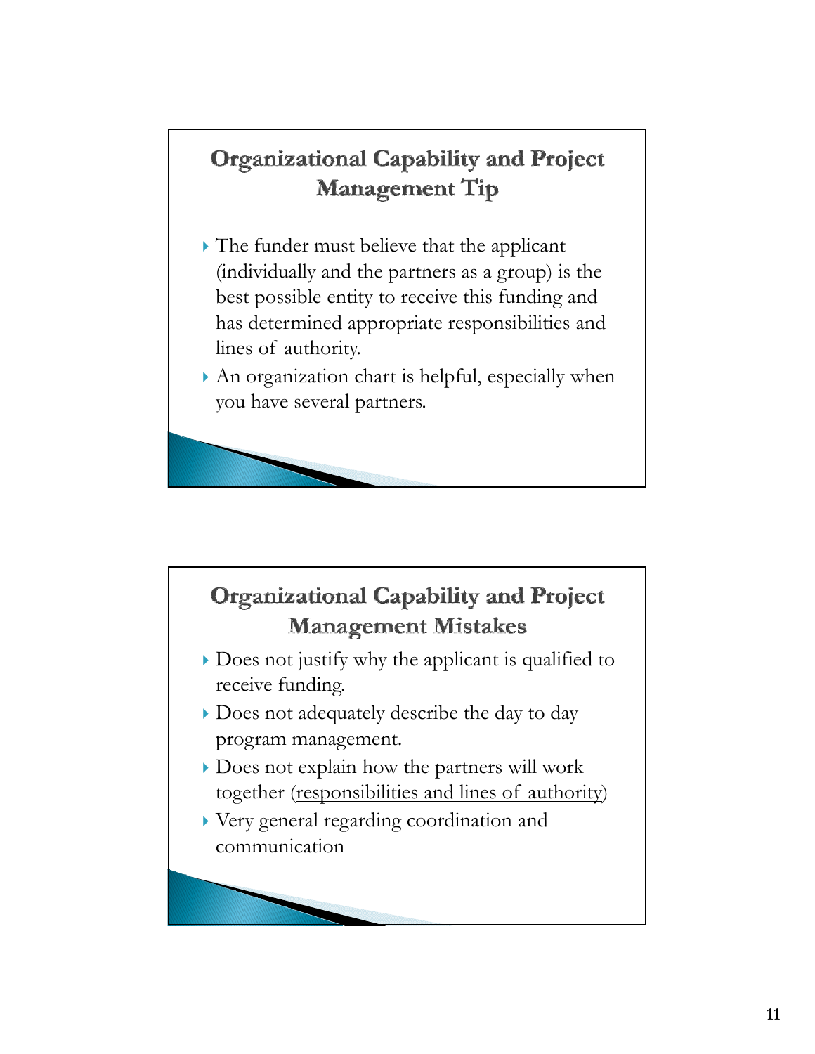## Organizational Capability and Project Management Tip

- The funder must believe that the applicant (individually and the partners as a group) is the best possible entity to receive this funding and has determined appropriate responsibilities and lines of authority.
- An organization chart is helpful, especially when you have several partners.

## Organizational Capability and Project Management Mistakes

- Does not justify why the applicant is qualified to receive funding.
- Does not adequately describe the day to day program management.
- Does not explain how the partners will work together (<u>responsibilities and lines of authority</u>)
- Very general regarding coordination and communication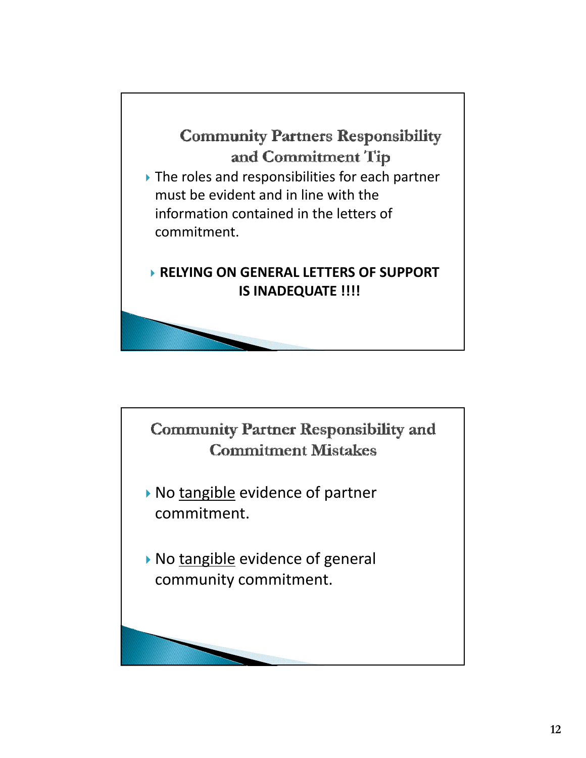## Community Partners Responsibility and Commitment Tip

- The roles and responsibilities for each partner must be evident and in line with the information contained in the letters of commitment.

- **RELYING ON GENERAL LETTERS OF SUPPORT IS INADEQUATE !!!!**

## Community Partner Responsibility and Commitment Mistakes

- No <u>tangible</u> evidence of partner commitment.

- No <u>tangible</u> evidence of general community commitment.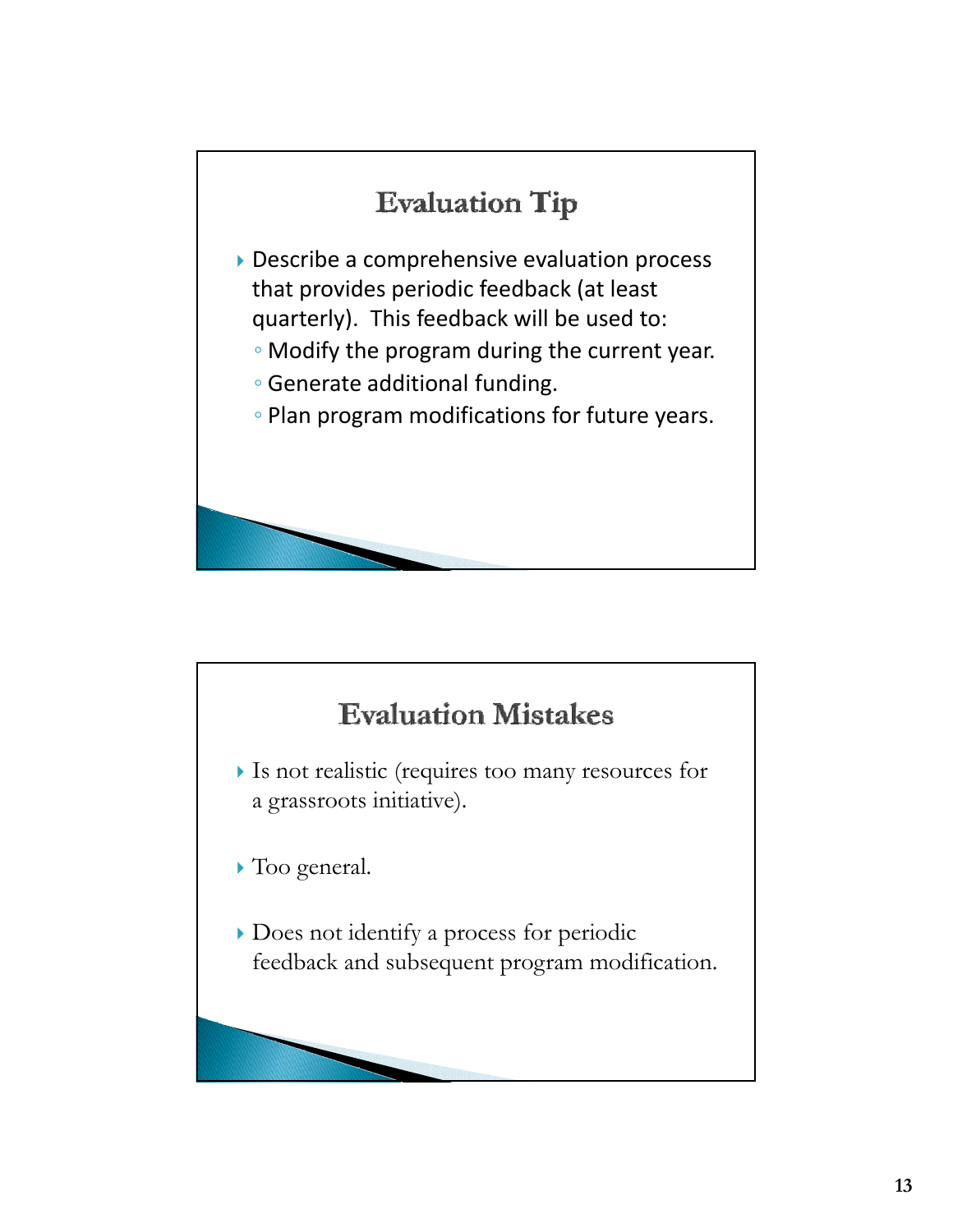## Evaluation Tip

- Describe a comprehensive evaluation process that provides periodic feedback (at least quarterly). This feedback will be used to:
  - Modify the program during the current year.
  - Generate additional funding.
  - Plan program modifications for future years.

## Evaluation Mistakes

- Is not realistic (requires too many resources for a grassroots initiative).
- Too general.
- Does not identify a process for periodic feedback and subsequent program modification.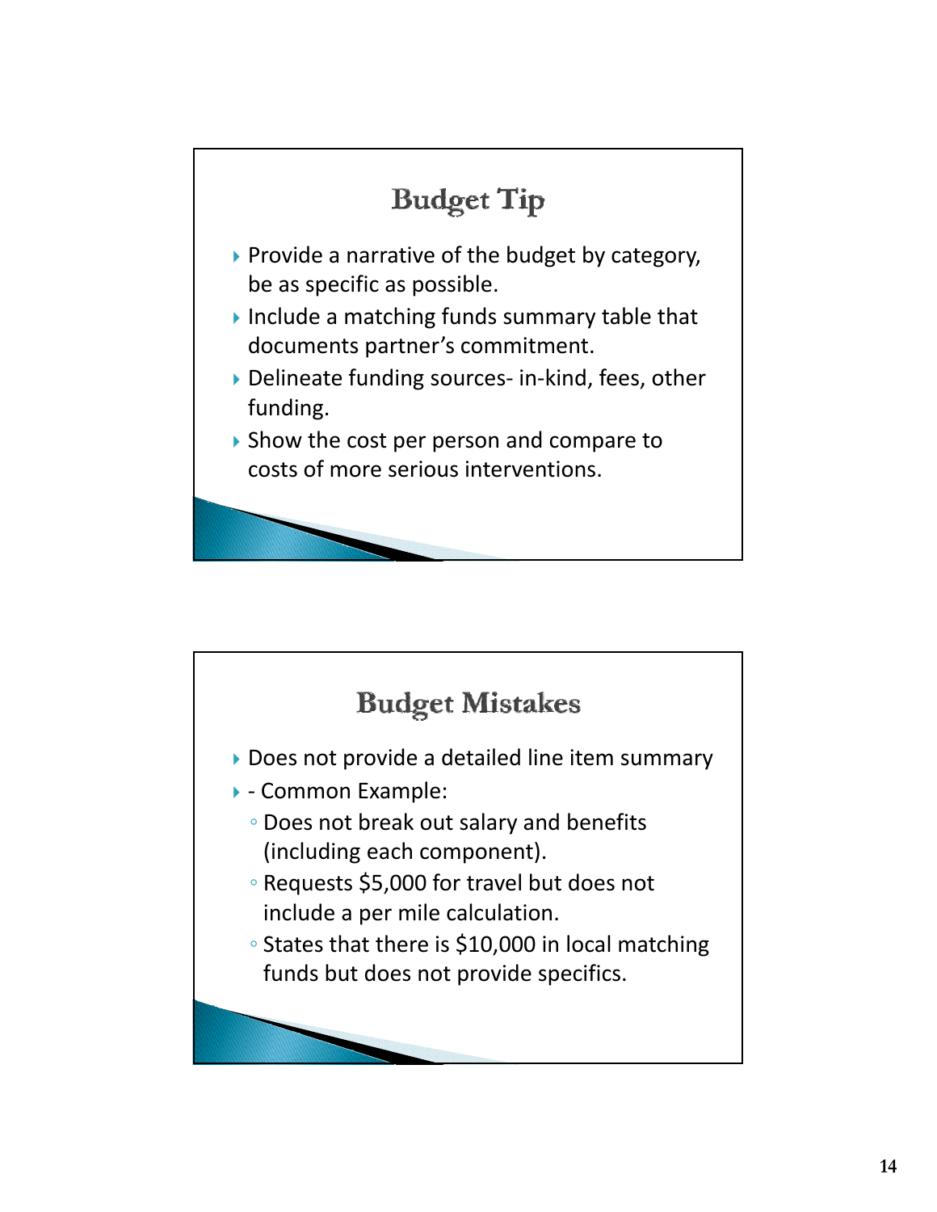## Budget Tip

- Provide a narrative of the budget by category, be as specific as possible.
- Include a matching funds summary table that documents partner's commitment.
- Delineate funding sources- in-kind, fees, other funding.
- Show the cost per person and compare to costs of more serious interventions.

## Budget Mistakes

- Does not provide a detailed line item summary
- - Common Example:
  - Does not break out salary and benefits (including each component).
  - Requests $5,000 for travel but does not include a per mile calculation.
  - States that there is $10,000 in local matching funds but does not provide specifics.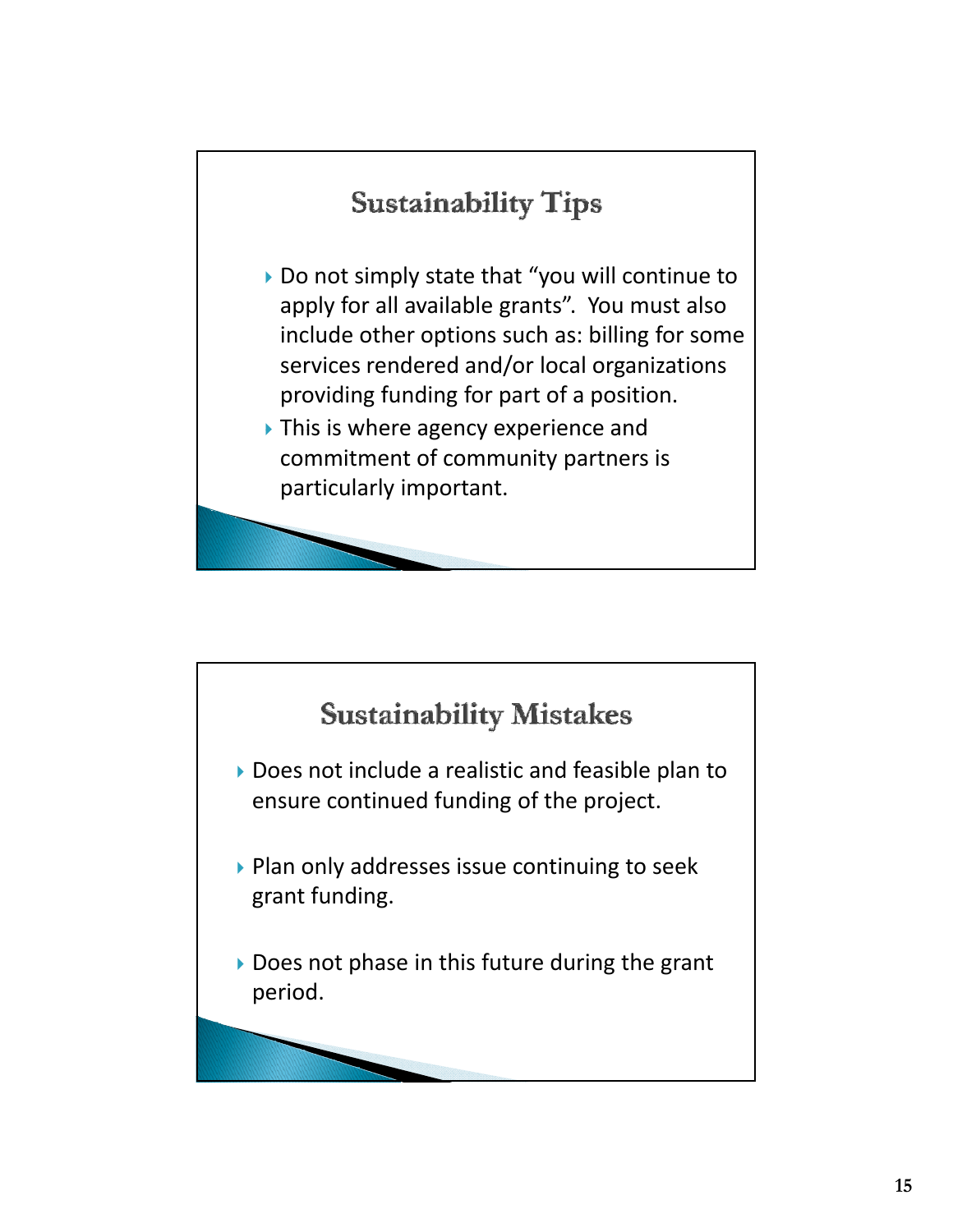## Sustainability Tips

- Do not simply state that “you will continue to apply for all available grants”. You must also include other options such as: billing for some services rendered and/or local organizations providing funding for part of a position.
- This is where agency experience and commitment of community partners is particularly important.

## Sustainability Mistakes

- Does not include a realistic and feasible plan to ensure continued funding of the project.
- Plan only addresses issue continuing to seek grant funding.
- Does not phase in this future during the grant period.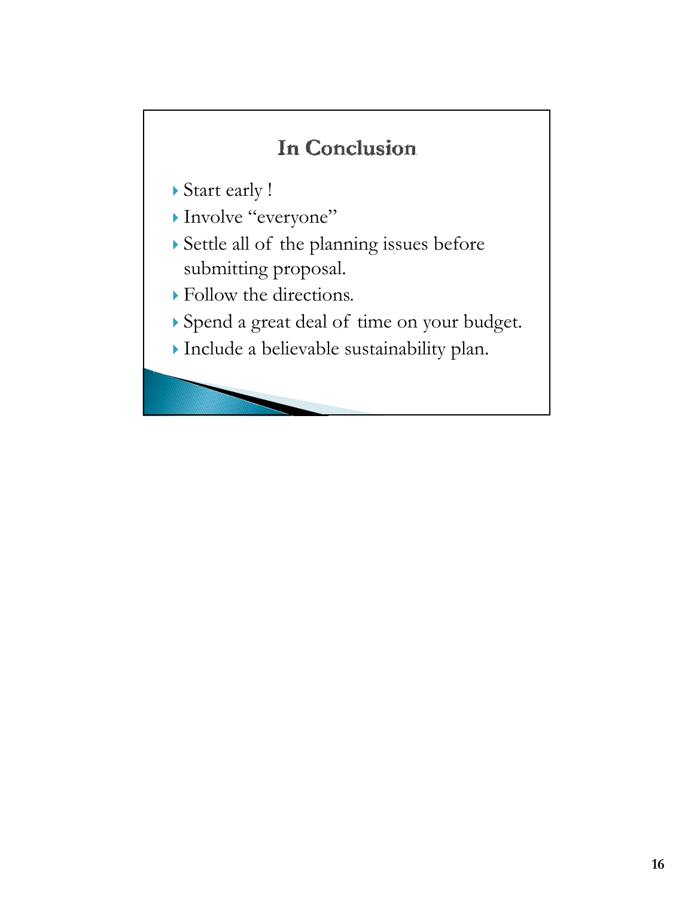# In Conclusion

- Start early !
- Involve "everyone"
- Settle all of the planning issues before submitting proposal.
- Follow the directions.
- Spend a great deal of time on your budget.
- Include a believable sustainability plan.